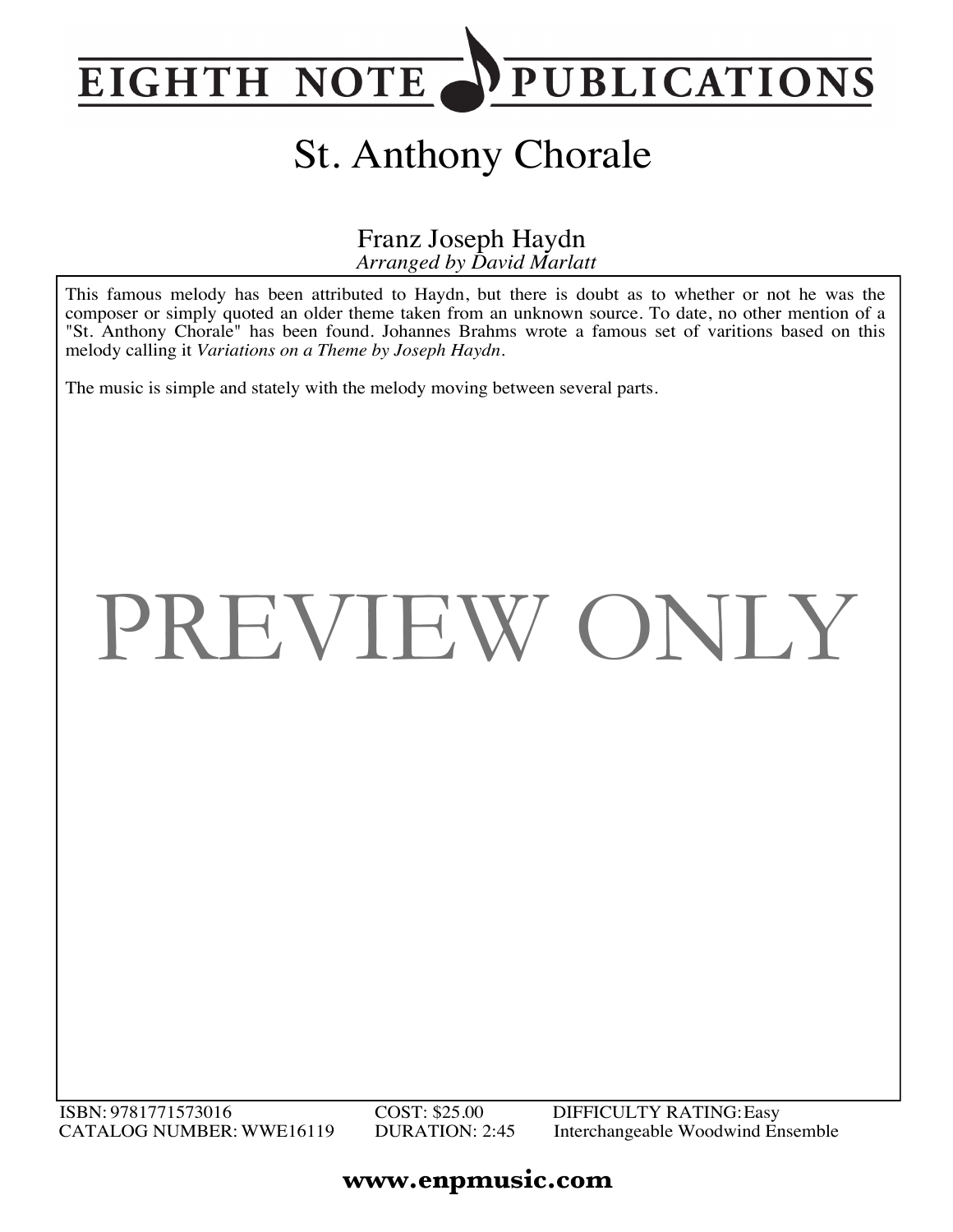# EIGHTH NOTE PUBLICATIONS

## St. Anthony Chorale

Franz Joseph Haydn
*Arranged by David Marlatt*

This famous melody has been attributed to Haydn, but there is doubt as to whether or not he was the composer or simply quoted an older theme taken from an unknown source. To date, no other mention of a "St. Anthony Chorale" has been found. Johannes Brahms wrote a famous set of varitions based on this melody calling it *Variations on a Theme by Joseph Haydn*.

The music is simple and stately with the melody moving between several parts.

PREVIEW ONLY

ISBN: 9781771573016
CATALOG NUMBER: WWE16119
COST: $25.00
DURATION: 2:45
DIFFICULTY RATING: Easy
Interchangeable Woodwind Ensemble

**www.enpmusic.com**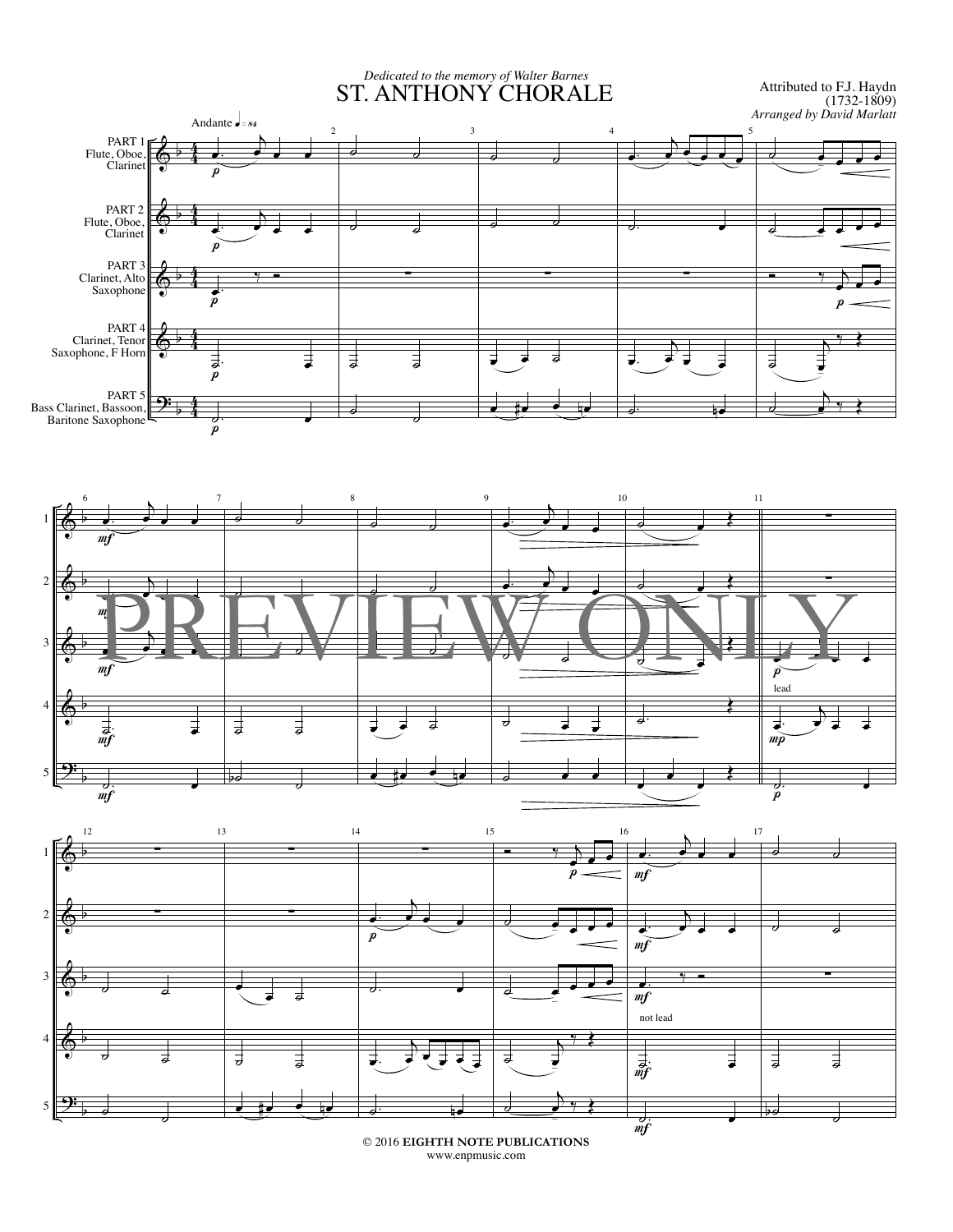*Dedicated to the memory of Walter Barnes*

# ST. ANTHONY CHORALE

Attributed to F.J. Haydn
(1732-1809)
*Arranged by David Marlatt*

Andante ♩ = 84

PART 1
Flute, Oboe, Clarinet

PART 2
Flute, Oboe, Clarinet

PART 3
Clarinet, Alto Saxophone

PART 4
Clarinet, Tenor Saxophone, F Horn

PART 5
Bass Clarinet, Bassoon, Baritone Saxophone

lead

not lead

PREVIEW ONLY

© 2016 EIGHTH NOTE PUBLICATIONS
www.enpmusic.com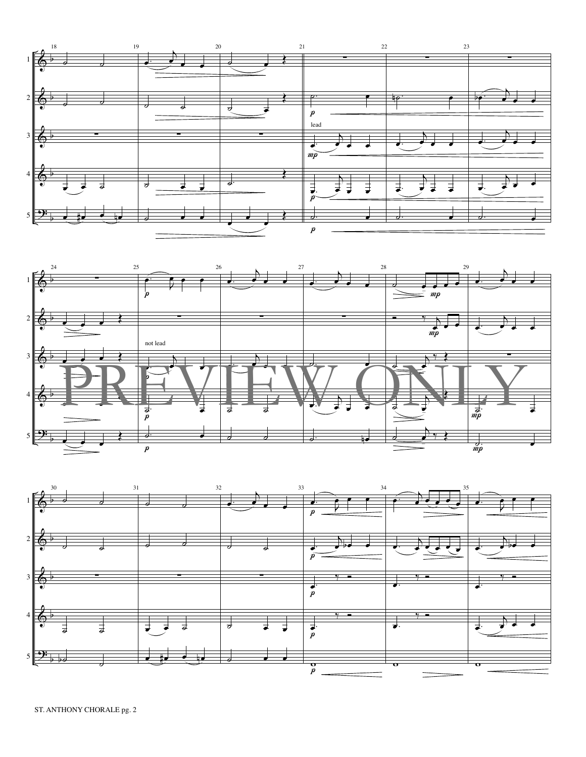PREVIEW ONLY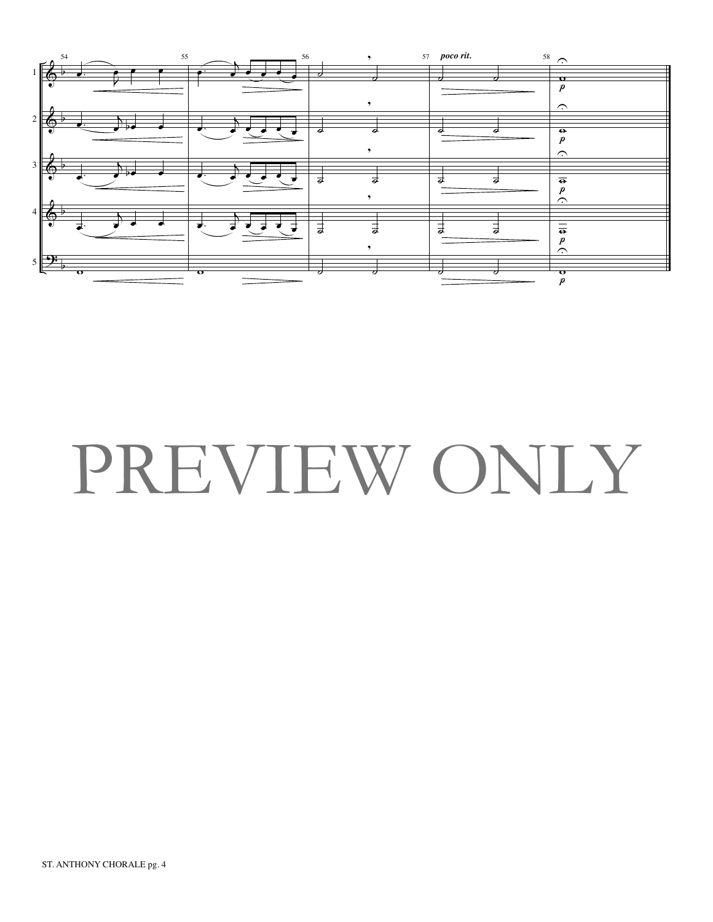PREVIEW ONLY